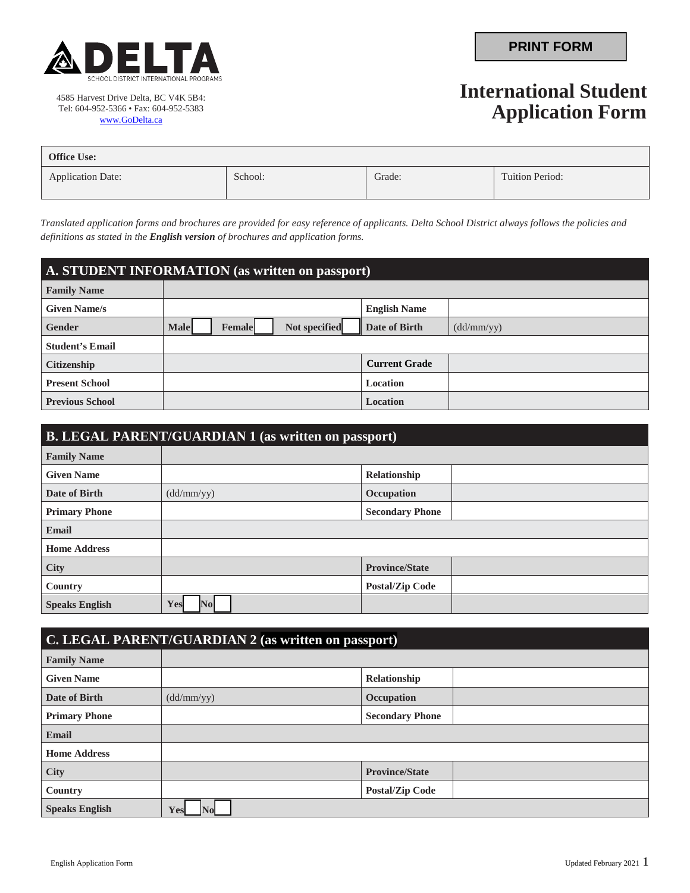**DELTA**
SCHOOL DISTRICT INTERNATIONAL PROGRAMS

4585 Harvest Drive Delta, BC V4K 5B4:
Tel: 604-952-5366 • Fax: 604-952-5383
www.GoDelta.ca

PRINT FORM

# International Student Application Form

| Office Use: | | | |
|---|---|---|---|
| Application Date: | School: | Grade: | Tuition Period: |

*Translated application forms and brochures are provided for easy reference of applicants. Delta School District always follows the policies and definitions as stated in the **English version** of brochures and application forms.*

## A. STUDENT INFORMATION (as written on passport)

| | | | |
|---|---|---|---|
| **Family Name** | | | |
| **Given Name/s** | | **English Name** | |
| **Gender** | **Male** ☐ **Female** ☐ **Not specified** ☐ | **Date of Birth** | (dd/mm/yy) |
| **Student's Email** | | | |
| **Citizenship** | | **Current Grade** | |
| **Present School** | | **Location** | |
| **Previous School** | | **Location** | |

## B. LEGAL PARENT/GUARDIAN 1 (as written on passport)

| | | | |
|---|---|---|---|
| **Family Name** | | | |
| **Given Name** | | **Relationship** | |
| **Date of Birth** | (dd/mm/yy) | **Occupation** | |
| **Primary Phone** | | **Secondary Phone** | |
| **Email** | | | |
| **Home Address** | | | |
| **City** | | **Province/State** | |
| **Country** | | **Postal/Zip Code** | |
| **Speaks English** | **Yes** ☐ **No** ☐ | | |

## C. LEGAL PARENT/GUARDIAN 2 (as written on passport)

| | | | |
|---|---|---|---|
| **Family Name** | | | |
| **Given Name** | | **Relationship** | |
| **Date of Birth** | (dd/mm/yy) | **Occupation** | |
| **Primary Phone** | | **Secondary Phone** | |
| **Email** | | | |
| **Home Address** | | | |
| **City** | | **Province/State** | |
| **Country** | | **Postal/Zip Code** | |
| **Speaks English** | **Yes** ☐ **No** ☐ | | |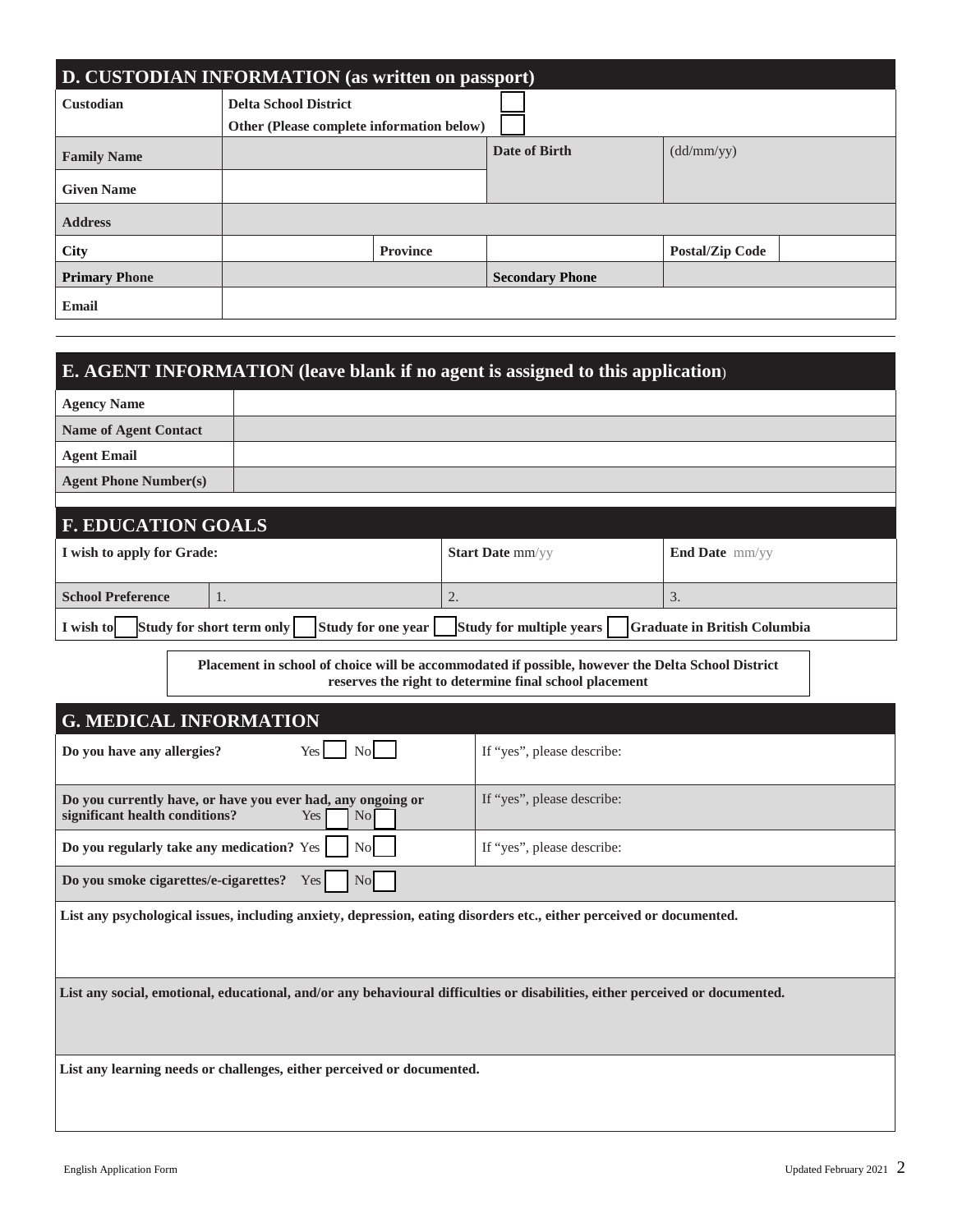## D. CUSTODIAN INFORMATION (as written on passport)

| Custodian | Delta School District ☐ | | | |
|---|---|---|---|---|
| | Other (Please complete information below) ☐ | | | |
| **Family Name** | | **Date of Birth** | (dd/mm/yy) | |
| **Given Name** | | | | |
| **Address** | | | | |
| **City** | | **Province** | | **Postal/Zip Code** |
| **Primary Phone** | | **Secondary Phone** | | |
| **Email** | | | | |

## E. AGENT INFORMATION (leave blank if no agent is assigned to this application)

| Agency Name | |
|---|---|
| **Name of Agent Contact** | |
| **Agent Email** | |
| **Agent Phone Number(s)** | |

## F. EDUCATION GOALS

| I wish to apply for Grade: | | Start Date mm/yy | End Date mm/yy |
|---|---|---|---|
| **School Preference** | 1. | 2. | 3. |

**I wish to** ☐ **Study for short term only** ☐ **Study for one year** ☐ **Study for multiple years** ☐ **Graduate in British Columbia**

**Placement in school of choice will be accommodated if possible, however the Delta School District reserves the right to determine final school placement**

## G. MEDICAL INFORMATION

| Question | | |
|---|---|---|
| **Do you have any allergies?** | Yes ☐ No ☐ | If "yes", please describe: |
| **Do you currently have, or have you ever had, any ongoing or significant health conditions?** | Yes ☐ No ☐ | If "yes", please describe: |
| **Do you regularly take any medication?** | Yes ☐ No ☐ | If "yes", please describe: |
| **Do you smoke cigarettes/e-cigarettes?** | Yes ☐ No ☐ | |

**List any psychological issues, including anxiety, depression, eating disorders etc., either perceived or documented.**

**List any social, emotional, educational, and/or any behavioural difficulties or disabilities, either perceived or documented.**

**List any learning needs or challenges, either perceived or documented.**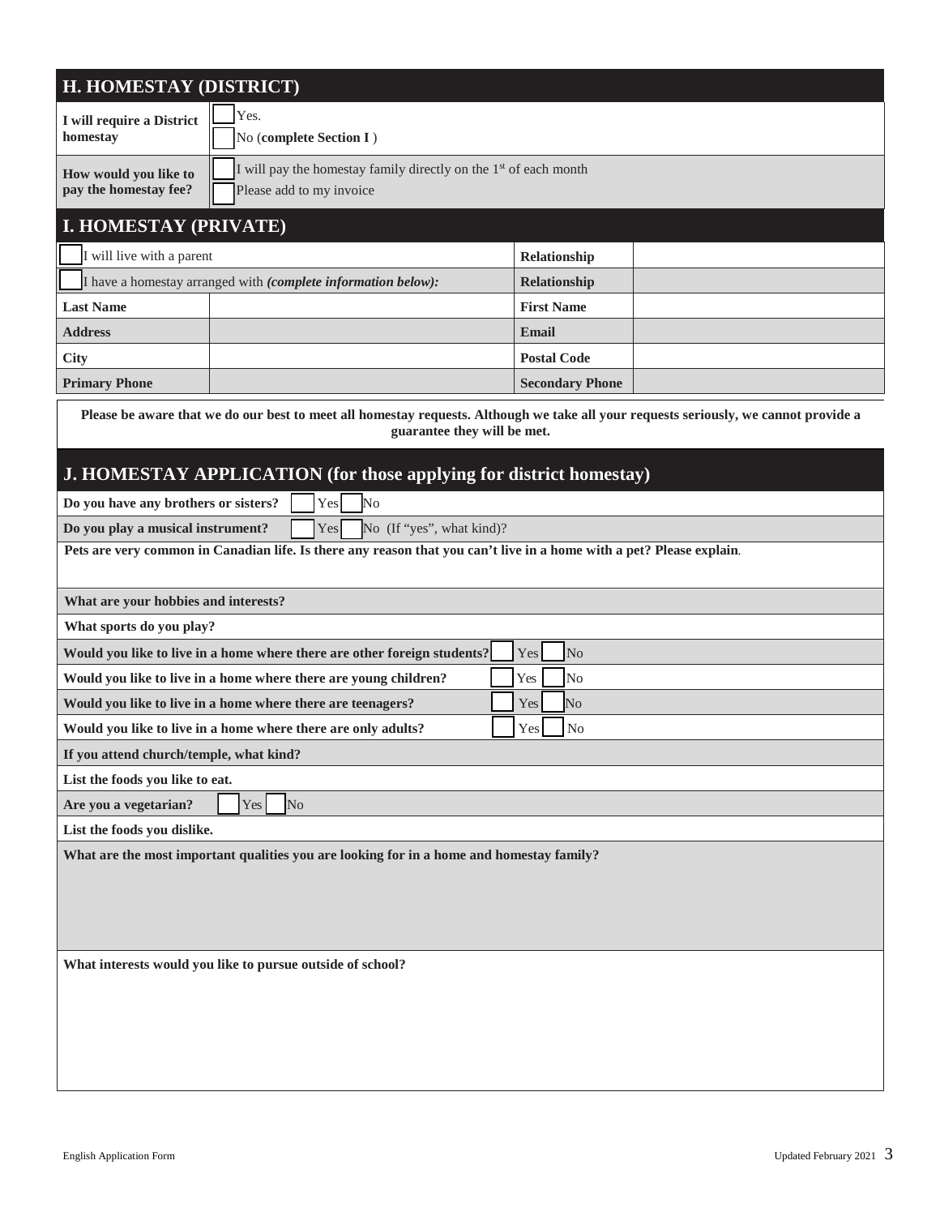## H. HOMESTAY (DISTRICT)

| | |
|---|---|
| **I will require a District homestay** | ☐ Yes.<br>☐ No (**complete Section I** ) |
| **How would you like to pay the homestay fee?** | ☐ I will pay the homestay family directly on the 1st of each month<br>☐ Please add to my invoice |

## I. HOMESTAY (PRIVATE)

| | | | |
|---|---|---|---|
| ☐ I will live with a parent | | **Relationship** | |
| ☐ I have a homestay arranged with ***(complete information below):*** | | **Relationship** | |
| **Last Name** | | **First Name** | |
| **Address** | | **Email** | |
| **City** | | **Postal Code** | |
| **Primary Phone** | | **Secondary Phone** | |

**Please be aware that we do our best to meet all homestay requests. Although we take all your requests seriously, we cannot provide a guarantee they will be met.**

## J. HOMESTAY APPLICATION (for those applying for district homestay)

**Do you have any brothers or sisters?** ☐ Yes ☐ No

**Do you play a musical instrument?** ☐ Yes ☐ No (If "yes", what kind)?

**Pets are very common in Canadian life. Is there any reason that you can't live in a home with a pet? Please explain.**

**What are your hobbies and interests?**

**What sports do you play?**

**Would you like to live in a home where there are other foreign students?** ☐ Yes ☐ No

**Would you like to live in a home where there are young children?** ☐ Yes ☐ No

**Would you like to live in a home where there are teenagers?** ☐ Yes ☐ No

**Would you like to live in a home where there are only adults?** ☐ Yes ☐ No

**If you attend church/temple, what kind?**

**List the foods you like to eat.**

**Are you a vegetarian?** ☐ Yes ☐ No

**List the foods you dislike.**

**What are the most important qualities you are looking for in a home and homestay family?**

**What interests would you like to pursue outside of school?**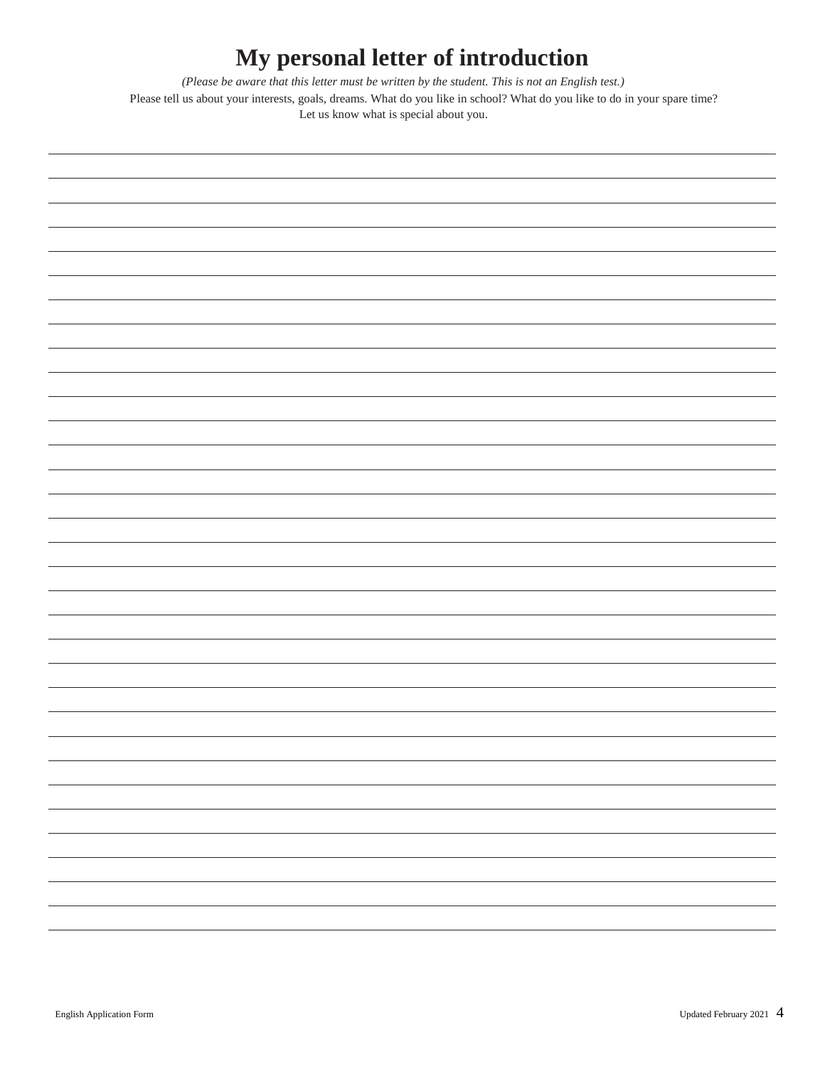# My personal letter of introduction

*(Please be aware that this letter must be written by the student. This is not an English test.)*

Please tell us about your interests, goals, dreams. What do you like in school? What do you like to do in your spare time? Let us know what is special about you.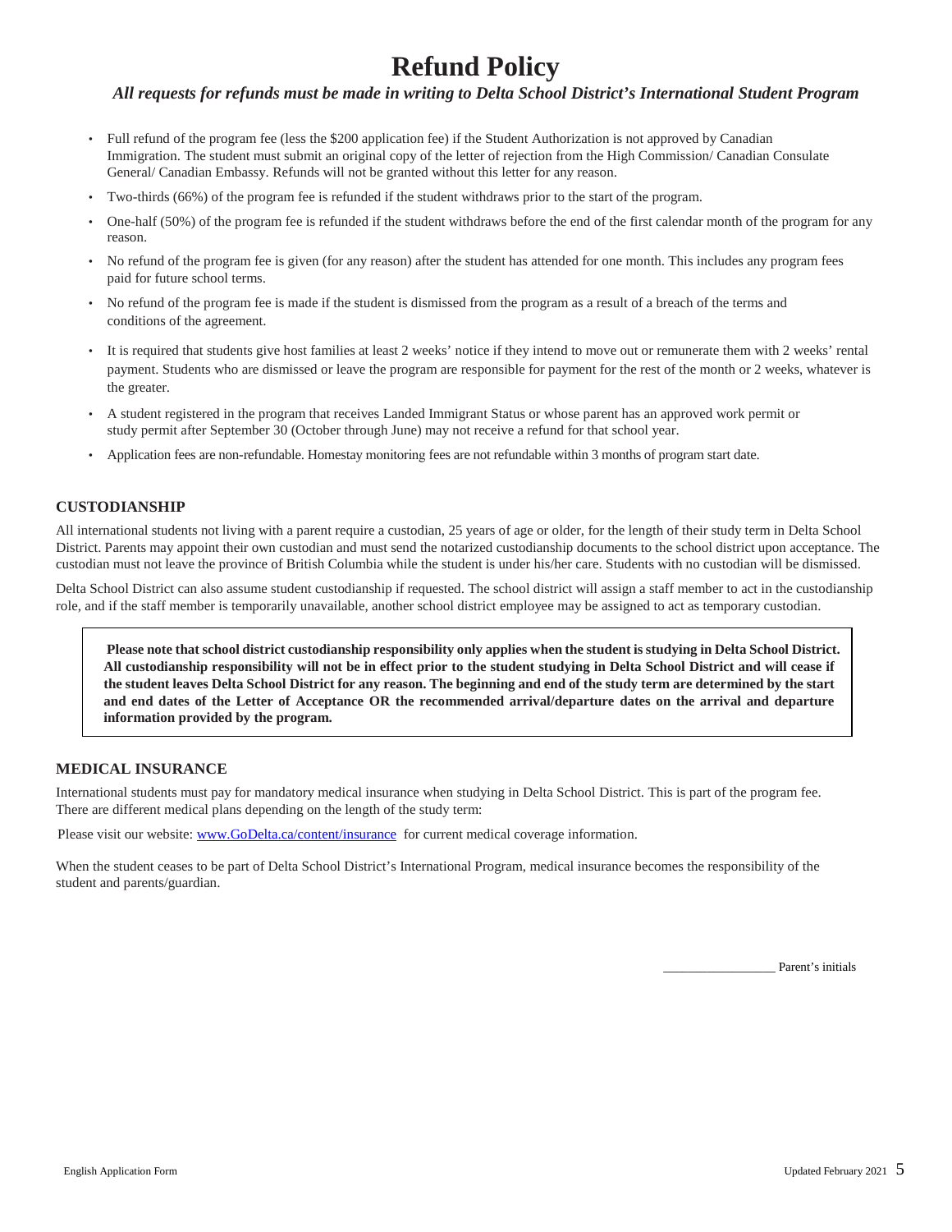# Refund Policy

***All requests for refunds must be made in writing to Delta School District's International Student Program***

- Full refund of the program fee (less the $200 application fee) if the Student Authorization is not approved by Canadian Immigration. The student must submit an original copy of the letter of rejection from the High Commission/ Canadian Consulate General/ Canadian Embassy. Refunds will not be granted without this letter for any reason.
- Two-thirds (66%) of the program fee is refunded if the student withdraws prior to the start of the program.
- One-half (50%) of the program fee is refunded if the student withdraws before the end of the first calendar month of the program for any reason.
- No refund of the program fee is given (for any reason) after the student has attended for one month. This includes any program fees paid for future school terms.
- No refund of the program fee is made if the student is dismissed from the program as a result of a breach of the terms and conditions of the agreement.
- It is required that students give host families at least 2 weeks' notice if they intend to move out or remunerate them with 2 weeks' rental payment. Students who are dismissed or leave the program are responsible for payment for the rest of the month or 2 weeks, whatever is the greater.
- A student registered in the program that receives Landed Immigrant Status or whose parent has an approved work permit or study permit after September 30 (October through June) may not receive a refund for that school year.
- Application fees are non-refundable. Homestay monitoring fees are not refundable within 3 months of program start date.

## CUSTODIANSHIP

All international students not living with a parent require a custodian, 25 years of age or older, for the length of their study term in Delta School District. Parents may appoint their own custodian and must send the notarized custodianship documents to the school district upon acceptance. The custodian must not leave the province of British Columbia while the student is under his/her care. Students with no custodian will be dismissed.

Delta School District can also assume student custodianship if requested. The school district will assign a staff member to act in the custodianship role, and if the staff member is temporarily unavailable, another school district employee may be assigned to act as temporary custodian.

**Please note that school district custodianship responsibility only applies when the student is studying in Delta School District. All custodianship responsibility will not be in effect prior to the student studying in Delta School District and will cease if the student leaves Delta School District for any reason. The beginning and end of the study term are determined by the start and end dates of the Letter of Acceptance OR the recommended arrival/departure dates on the arrival and departure information provided by the program.**

## MEDICAL INSURANCE

International students must pay for mandatory medical insurance when studying in Delta School District. This is part of the program fee. There are different medical plans depending on the length of the study term:

Please visit our website: [www.GoDelta.ca/content/insurance](http://www.GoDelta.ca/content/insurance) for current medical coverage information.

When the student ceases to be part of Delta School District's International Program, medical insurance becomes the responsibility of the student and parents/guardian.

_________________ Parent's initials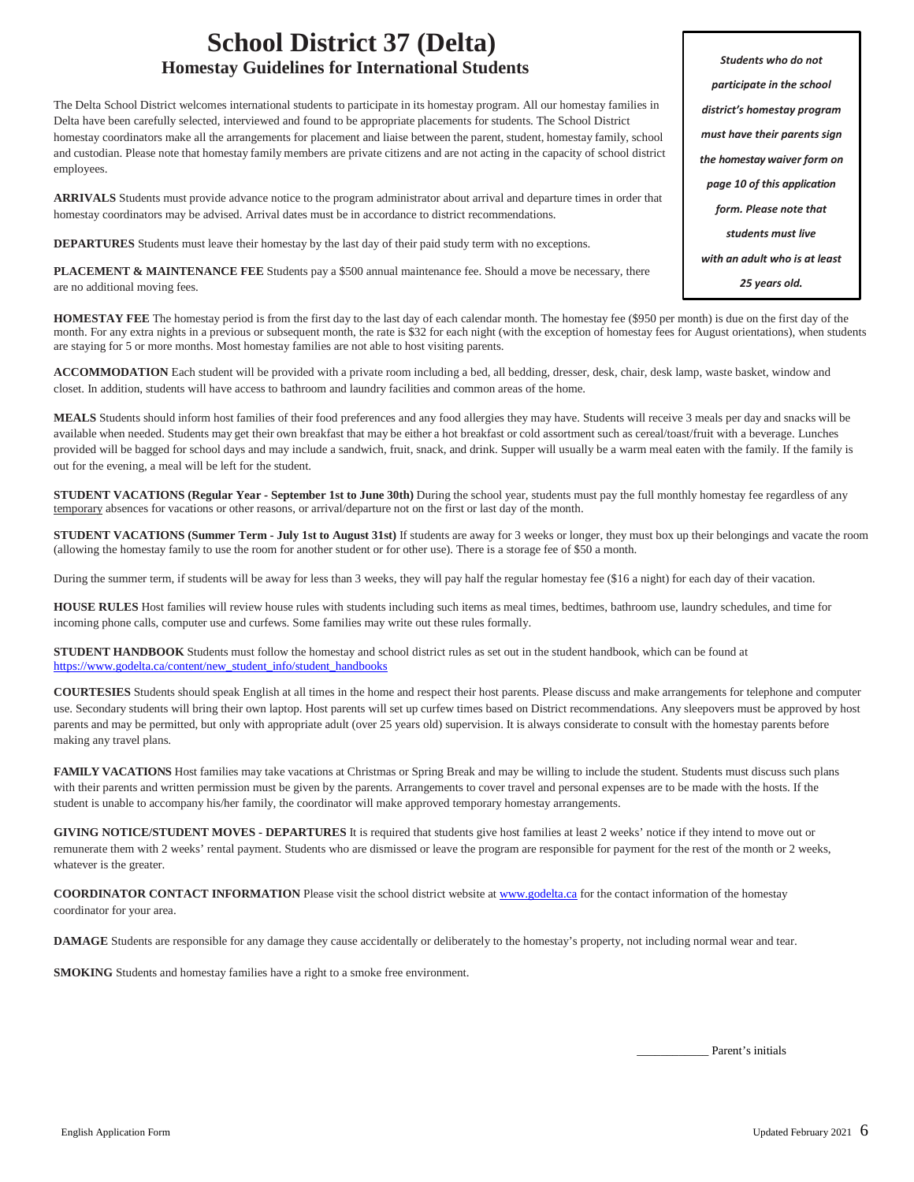# School District 37 (Delta)
## Homestay Guidelines for International Students

***Students who do not participate in the school district's homestay program must have their parents sign the homestay waiver form on page 10 of this application form. Please note that students must live with an adult who is at least 25 years old.***

The Delta School District welcomes international students to participate in its homestay program. All our homestay families in Delta have been carefully selected, interviewed and found to be appropriate placements for students. The School District homestay coordinators make all the arrangements for placement and liaise between the parent, student, homestay family, school and custodian. Please note that homestay family members are private citizens and are not acting in the capacity of school district employees.

**ARRIVALS** Students must provide advance notice to the program administrator about arrival and departure times in order that homestay coordinators may be advised. Arrival dates must be in accordance to district recommendations.

**DEPARTURES** Students must leave their homestay by the last day of their paid study term with no exceptions.

**PLACEMENT & MAINTENANCE FEE** Students pay a $500 annual maintenance fee. Should a move be necessary, there are no additional moving fees.

**HOMESTAY FEE** The homestay period is from the first day to the last day of each calendar month. The homestay fee ($950 per month) is due on the first day of the month. For any extra nights in a previous or subsequent month, the rate is $32 for each night (with the exception of homestay fees for August orientations), when students are staying for 5 or more months. Most homestay families are not able to host visiting parents.

**ACCOMMODATION** Each student will be provided with a private room including a bed, all bedding, dresser, desk, chair, desk lamp, waste basket, window and closet. In addition, students will have access to bathroom and laundry facilities and common areas of the home.

**MEALS** Students should inform host families of their food preferences and any food allergies they may have. Students will receive 3 meals per day and snacks will be available when needed. Students may get their own breakfast that may be either a hot breakfast or cold assortment such as cereal/toast/fruit with a beverage. Lunches provided will be bagged for school days and may include a sandwich, fruit, snack, and drink. Supper will usually be a warm meal eaten with the family. If the family is out for the evening, a meal will be left for the student.

**STUDENT VACATIONS (Regular Year - September 1st to June 30th)** During the school year, students must pay the full monthly homestay fee regardless of any temporary absences for vacations or other reasons, or arrival/departure not on the first or last day of the month.

**STUDENT VACATIONS (Summer Term - July 1st to August 31st)** If students are away for 3 weeks or longer, they must box up their belongings and vacate the room (allowing the homestay family to use the room for another student or for other use). There is a storage fee of $50 a month.

During the summer term, if students will be away for less than 3 weeks, they will pay half the regular homestay fee ($16 a night) for each day of their vacation.

**HOUSE RULES** Host families will review house rules with students including such items as meal times, bedtimes, bathroom use, laundry schedules, and time for incoming phone calls, computer use and curfews. Some families may write out these rules formally.

**STUDENT HANDBOOK** Students must follow the homestay and school district rules as set out in the student handbook, which can be found at https://www.godelta.ca/content/new_student_info/student_handbooks

**COURTESIES** Students should speak English at all times in the home and respect their host parents. Please discuss and make arrangements for telephone and computer use. Secondary students will bring their own laptop. Host parents will set up curfew times based on District recommendations. Any sleepovers must be approved by host parents and may be permitted, but only with appropriate adult (over 25 years old) supervision. It is always considerate to consult with the homestay parents before making any travel plans.

**FAMILY VACATIONS** Host families may take vacations at Christmas or Spring Break and may be willing to include the student. Students must discuss such plans with their parents and written permission must be given by the parents. Arrangements to cover travel and personal expenses are to be made with the hosts. If the student is unable to accompany his/her family, the coordinator will make approved temporary homestay arrangements.

**GIVING NOTICE/STUDENT MOVES - DEPARTURES** It is required that students give host families at least 2 weeks' notice if they intend to move out or remunerate them with 2 weeks' rental payment. Students who are dismissed or leave the program are responsible for payment for the rest of the month or 2 weeks, whatever is the greater.

**COORDINATOR CONTACT INFORMATION** Please visit the school district website at www.godelta.ca for the contact information of the homestay coordinator for your area.

**DAMAGE** Students are responsible for any damage they cause accidentally or deliberately to the homestay's property, not including normal wear and tear.

**SMOKING** Students and homestay families have a right to a smoke free environment.

___________ Parent's initials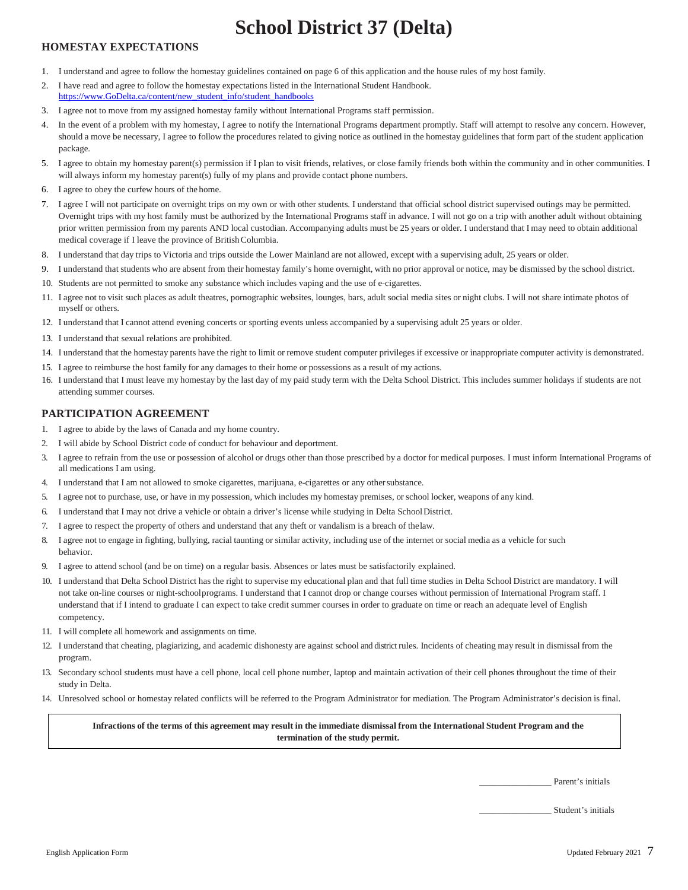# School District 37 (Delta)

## HOMESTAY EXPECTATIONS

1. I understand and agree to follow the homestay guidelines contained on page 6 of this application and the house rules of my host family.
2. I have read and agree to follow the homestay expectations listed in the International Student Handbook. https://www.GoDelta.ca/content/new_student_info/student_handbooks
3. I agree not to move from my assigned homestay family without International Programs staff permission.
4. In the event of a problem with my homestay, I agree to notify the International Programs department promptly. Staff will attempt to resolve any concern. However, should a move be necessary, I agree to follow the procedures related to giving notice as outlined in the homestay guidelines that form part of the student application package.
5. I agree to obtain my homestay parent(s) permission if I plan to visit friends, relatives, or close family friends both within the community and in other communities. I will always inform my homestay parent(s) fully of my plans and provide contact phone numbers.
6. I agree to obey the curfew hours of the home.
7. I agree I will not participate on overnight trips on my own or with other students. I understand that official school district supervised outings may be permitted. Overnight trips with my host family must be authorized by the International Programs staff in advance. I will not go on a trip with another adult without obtaining prior written permission from my parents AND local custodian. Accompanying adults must be 25 years or older. I understand that I may need to obtain additional medical coverage if I leave the province of British Columbia.
8. I understand that day trips to Victoria and trips outside the Lower Mainland are not allowed, except with a supervising adult, 25 years or older.
9. I understand that students who are absent from their homestay family's home overnight, with no prior approval or notice, may be dismissed by the school district.
10. Students are not permitted to smoke any substance which includes vaping and the use of e-cigarettes.
11. I agree not to visit such places as adult theatres, pornographic websites, lounges, bars, adult social media sites or night clubs. I will not share intimate photos of myself or others.
12. I understand that I cannot attend evening concerts or sporting events unless accompanied by a supervising adult 25 years or older.
13. I understand that sexual relations are prohibited.
14. I understand that the homestay parents have the right to limit or remove student computer privileges if excessive or inappropriate computer activity is demonstrated.
15. I agree to reimburse the host family for any damages to their home or possessions as a result of my actions.
16. I understand that I must leave my homestay by the last day of my paid study term with the Delta School District. This includes summer holidays if students are not attending summer courses.

## PARTICIPATION AGREEMENT

1. I agree to abide by the laws of Canada and my home country.
2. I will abide by School District code of conduct for behaviour and deportment.
3. I agree to refrain from the use or possession of alcohol or drugs other than those prescribed by a doctor for medical purposes. I must inform International Programs of all medications I am using.
4. I understand that I am not allowed to smoke cigarettes, marijuana, e-cigarettes or any other substance.
5. I agree not to purchase, use, or have in my possession, which includes my homestay premises, or school locker, weapons of any kind.
6. I understand that I may not drive a vehicle or obtain a driver's license while studying in Delta School District.
7. I agree to respect the property of others and understand that any theft or vandalism is a breach of the law.
8. I agree not to engage in fighting, bullying, racial taunting or similar activity, including use of the internet or social media as a vehicle for such behavior.
9. I agree to attend school (and be on time) on a regular basis. Absences or lates must be satisfactorily explained.
10. I understand that Delta School District has the right to supervise my educational plan and that full time studies in Delta School District are mandatory. I will not take on-line courses or night-school programs. I understand that I cannot drop or change courses without permission of International Program staff. I understand that if I intend to graduate I can expect to take credit summer courses in order to graduate on time or reach an adequate level of English competency.
11. I will complete all homework and assignments on time.
12. I understand that cheating, plagiarizing, and academic dishonesty are against school and district rules. Incidents of cheating may result in dismissal from the program.
13. Secondary school students must have a cell phone, local cell phone number, laptop and maintain activation of their cell phones throughout the time of their study in Delta.
14. Unresolved school or homestay related conflicts will be referred to the Program Administrator for mediation. The Program Administrator's decision is final.

**Infractions of the terms of this agreement may result in the immediate dismissal from the International Student Program and the termination of the study permit.**

_______________ Parent's initials

_______________ Student's initials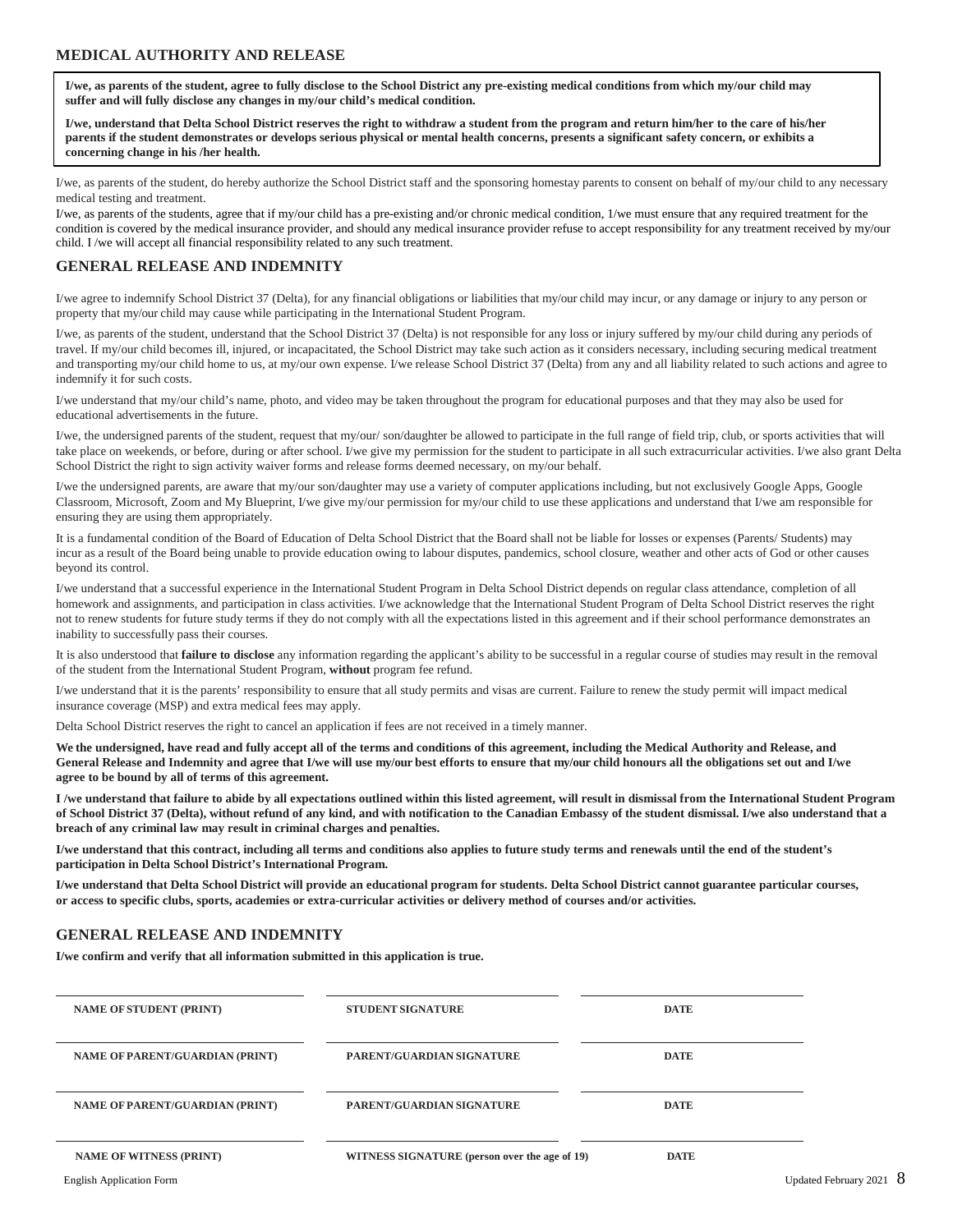## MEDICAL AUTHORITY AND RELEASE

**I/we, as parents of the student, agree to fully disclose to the School District any pre-existing medical conditions from which my/our child may suffer and will fully disclose any changes in my/our child's medical condition.**

**I/we, understand that Delta School District reserves the right to withdraw a student from the program and return him/her to the care of his/her parents if the student demonstrates or develops serious physical or mental health concerns, presents a significant safety concern, or exhibits a concerning change in his /her health.**

I/we, as parents of the student, do hereby authorize the School District staff and the sponsoring homestay parents to consent on behalf of my/our child to any necessary medical testing and treatment.

I/we, as parents of the students, agree that if my/our child has a pre-existing and/or chronic medical condition, 1/we must ensure that any required treatment for the condition is covered by the medical insurance provider, and should any medical insurance provider refuse to accept responsibility for any treatment received by my/our child. I /we will accept all financial responsibility related to any such treatment.

## GENERAL RELEASE AND INDEMNITY

I/we agree to indemnify School District 37 (Delta), for any financial obligations or liabilities that my/our child may incur, or any damage or injury to any person or property that my/our child may cause while participating in the International Student Program.

I/we, as parents of the student, understand that the School District 37 (Delta) is not responsible for any loss or injury suffered by my/our child during any periods of travel. If my/our child becomes ill, injured, or incapacitated, the School District may take such action as it considers necessary, including securing medical treatment and transporting my/our child home to us, at my/our own expense. I/we release School District 37 (Delta) from any and all liability related to such actions and agree to indemnify it for such costs.

I/we understand that my/our child's name, photo, and video may be taken throughout the program for educational purposes and that they may also be used for educational advertisements in the future.

I/we, the undersigned parents of the student, request that my/our/ son/daughter be allowed to participate in the full range of field trip, club, or sports activities that will take place on weekends, or before, during or after school. I/we give my permission for the student to participate in all such extracurricular activities. I/we also grant Delta School District the right to sign activity waiver forms and release forms deemed necessary, on my/our behalf.

I/we the undersigned parents, are aware that my/our son/daughter may use a variety of computer applications including, but not exclusively Google Apps, Google Classroom, Microsoft, Zoom and My Blueprint, I/we give my/our permission for my/our child to use these applications and understand that I/we am responsible for ensuring they are using them appropriately.

It is a fundamental condition of the Board of Education of Delta School District that the Board shall not be liable for losses or expenses (Parents/ Students) may incur as a result of the Board being unable to provide education owing to labour disputes, pandemics, school closure, weather and other acts of God or other causes beyond its control.

I/we understand that a successful experience in the International Student Program in Delta School District depends on regular class attendance, completion of all homework and assignments, and participation in class activities. I/we acknowledge that the International Student Program of Delta School District reserves the right not to renew students for future study terms if they do not comply with all the expectations listed in this agreement and if their school performance demonstrates an inability to successfully pass their courses.

It is also understood that **failure to disclose** any information regarding the applicant's ability to be successful in a regular course of studies may result in the removal of the student from the International Student Program, **without** program fee refund.

I/we understand that it is the parents' responsibility to ensure that all study permits and visas are current. Failure to renew the study permit will impact medical insurance coverage (MSP) and extra medical fees may apply.

Delta School District reserves the right to cancel an application if fees are not received in a timely manner.

**We the undersigned, have read and fully accept all of the terms and conditions of this agreement, including the Medical Authority and Release, and General Release and Indemnity and agree that I/we will use my/our best efforts to ensure that my/our child honours all the obligations set out and I/we agree to be bound by all of terms of this agreement.**

**I /we understand that failure to abide by all expectations outlined within this listed agreement, will result in dismissal from the International Student Program of School District 37 (Delta), without refund of any kind, and with notification to the Canadian Embassy of the student dismissal. I/we also understand that a breach of any criminal law may result in criminal charges and penalties.**

**I/we understand that this contract, including all terms and conditions also applies to future study terms and renewals until the end of the student's participation in Delta School District's International Program.**

**I/we understand that Delta School District will provide an educational program for students. Delta School District cannot guarantee particular courses, or access to specific clubs, sports, academies or extra-curricular activities or delivery method of courses and/or activities.**

## GENERAL RELEASE AND INDEMNITY

**I/we confirm and verify that all information submitted in this application is true.**

| NAME OF STUDENT (PRINT) | STUDENT SIGNATURE | DATE |
|---|---|---|
| NAME OF PARENT/GUARDIAN (PRINT) | PARENT/GUARDIAN SIGNATURE | DATE |
| NAME OF PARENT/GUARDIAN (PRINT) | PARENT/GUARDIAN SIGNATURE | DATE |
| NAME OF WITNESS (PRINT) | WITNESS SIGNATURE (person over the age of 19) | DATE |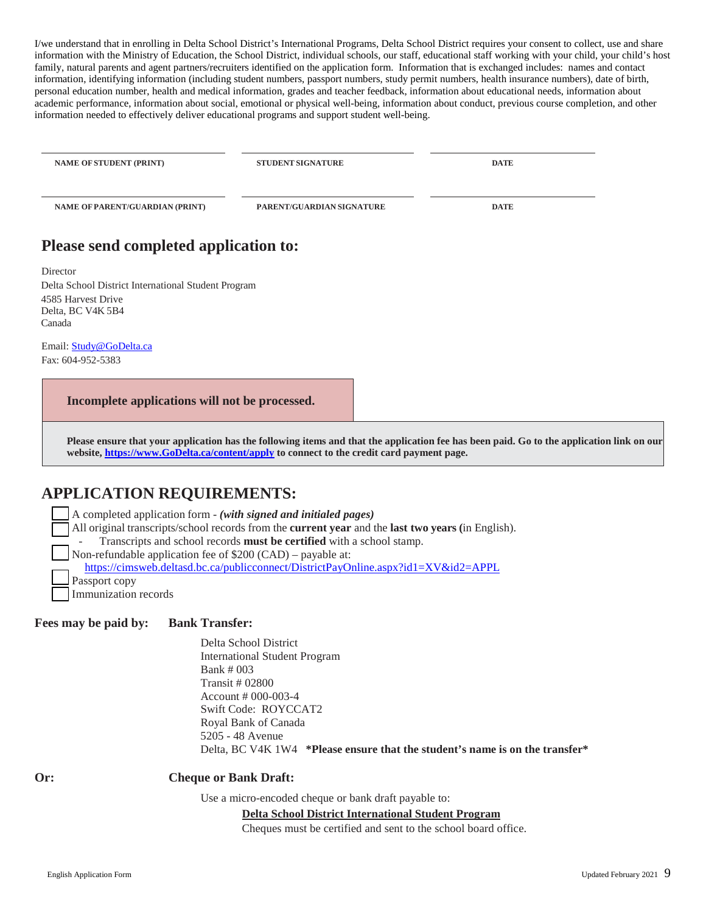I/we understand that in enrolling in Delta School District's International Programs, Delta School District requires your consent to collect, use and share information with the Ministry of Education, the School District, individual schools, our staff, educational staff working with your child, your child's host family, natural parents and agent partners/recruiters identified on the application form. Information that is exchanged includes: names and contact information, identifying information (including student numbers, passport numbers, study permit numbers, health insurance numbers), date of birth, personal education number, health and medical information, grades and teacher feedback, information about educational needs, information about academic performance, information about social, emotional or physical well-being, information about conduct, previous course completion, and other information needed to effectively deliver educational programs and support student well-being.

| NAME OF STUDENT (PRINT) | STUDENT SIGNATURE | DATE |
|---|---|---|
| NAME OF PARENT/GUARDIAN (PRINT) | PARENT/GUARDIAN SIGNATURE | DATE |

## Please send completed application to:

Director
Delta School District International Student Program
4585 Harvest Drive
Delta, BC V4K 5B4
Canada

Email: Study@GoDelta.ca
Fax: 604-952-5383

**Incomplete applications will not be processed.**

**Please ensure that your application has the following items and that the application fee has been paid. Go to the application link on our website, https://www.GoDelta.ca/content/apply to connect to the credit card payment page.**

## APPLICATION REQUIREMENTS:

- ☐ A completed application form - ***(with signed and initialed pages)***
- ☐ All original transcripts/school records from the **current year** and the **last two years (**in English).
  - Transcripts and school records **must be certified** with a school stamp.
- ☐ Non-refundable application fee of $200 (CAD) – payable at: https://cimsweb.deltasd.bc.ca/publicconnect/DistrictPayOnline.aspx?id1=XV&id2=APPL
- ☐ Passport copy
- ☐ Immunization records

**Fees may be paid by:** **Bank Transfer:**

Delta School District
International Student Program
Bank # 003
Transit # 02800
Account # 000-003-4
Swift Code: ROYCCAT2
Royal Bank of Canada
5205 - 48 Avenue
Delta, BC V4K 1W4 ***Please ensure that the student's name is on the transfer***

**Or:** **Cheque or Bank Draft:**

Use a micro-encoded cheque or bank draft payable to:

**Delta School District International Student Program**

Cheques must be certified and sent to the school board office.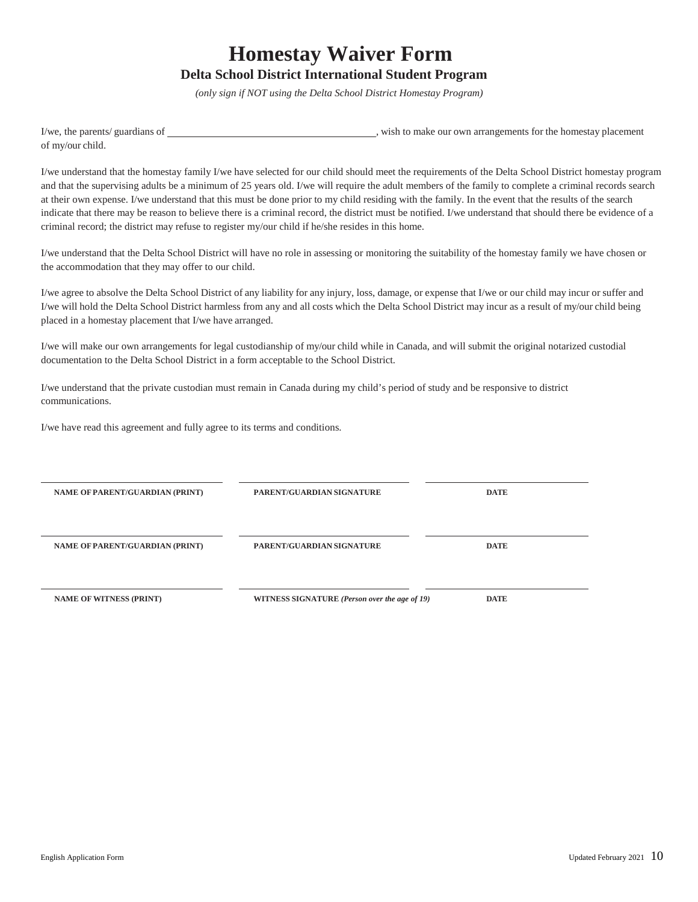# Homestay Waiver Form

## Delta School District International Student Program

*(only sign if NOT using the Delta School District Homestay Program)*

I/we, the parents/ guardians of ________________________________, wish to make our own arrangements for the homestay placement of my/our child.

I/we understand that the homestay family I/we have selected for our child should meet the requirements of the Delta School District homestay program and that the supervising adults be a minimum of 25 years old. I/we will require the adult members of the family to complete a criminal records search at their own expense. I/we understand that this must be done prior to my child residing with the family. In the event that the results of the search indicate that there may be reason to believe there is a criminal record, the district must be notified. I/we understand that should there be evidence of a criminal record; the district may refuse to register my/our child if he/she resides in this home.

I/we understand that the Delta School District will have no role in assessing or monitoring the suitability of the homestay family we have chosen or the accommodation that they may offer to our child.

I/we agree to absolve the Delta School District of any liability for any injury, loss, damage, or expense that I/we or our child may incur or suffer and I/we will hold the Delta School District harmless from any and all costs which the Delta School District may incur as a result of my/our child being placed in a homestay placement that I/we have arranged.

I/we will make our own arrangements for legal custodianship of my/our child while in Canada, and will submit the original notarized custodial documentation to the Delta School District in a form acceptable to the School District.

I/we understand that the private custodian must remain in Canada during my child's period of study and be responsive to district communications.

I/we have read this agreement and fully agree to its terms and conditions.

________________________________ ________________________________ ________________________________

**NAME OF PARENT/GUARDIAN (PRINT)** **PARENT/GUARDIAN SIGNATURE** **DATE**

________________________________ ________________________________ ________________________________

**NAME OF PARENT/GUARDIAN (PRINT)** **PARENT/GUARDIAN SIGNATURE** **DATE**

________________________________ ________________________________ ________________________________

**NAME OF WITNESS (PRINT)** **WITNESS SIGNATURE** ***(Person over the age of 19)*** **DATE**